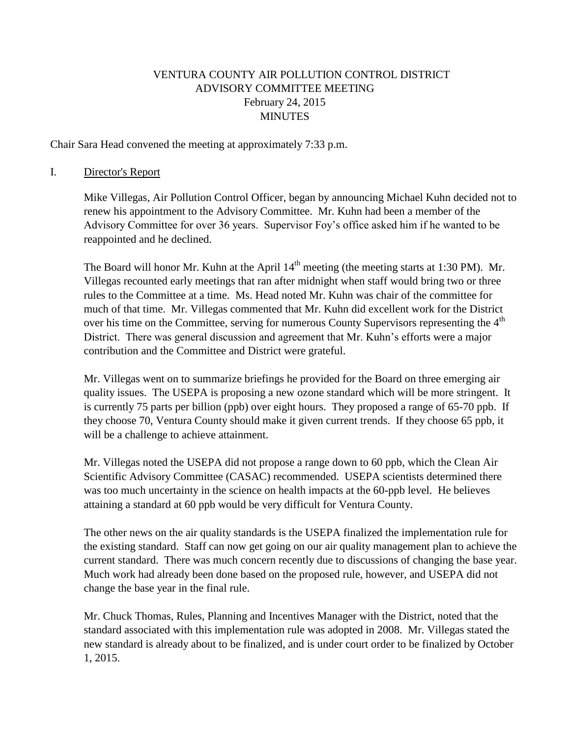# VENTURA COUNTY AIR POLLUTION CONTROL DISTRICT
## ADVISORY COMMITTEE MEETING
### February 24, 2015
### MINUTES

Chair Sara Head convened the meeting at approximately 7:33 p.m.

I. Director's Report

Mike Villegas, Air Pollution Control Officer, began by announcing Michael Kuhn decided not to renew his appointment to the Advisory Committee. Mr. Kuhn had been a member of the Advisory Committee for over 36 years. Supervisor Foy's office asked him if he wanted to be reappointed and he declined.

The Board will honor Mr. Kuhn at the April 14th meeting (the meeting starts at 1:30 PM). Mr. Villegas recounted early meetings that ran after midnight when staff would bring two or three rules to the Committee at a time. Ms. Head noted Mr. Kuhn was chair of the committee for much of that time. Mr. Villegas commented that Mr. Kuhn did excellent work for the District over his time on the Committee, serving for numerous County Supervisors representing the 4th District. There was general discussion and agreement that Mr. Kuhn's efforts were a major contribution and the Committee and District were grateful.

Mr. Villegas went on to summarize briefings he provided for the Board on three emerging air quality issues. The USEPA is proposing a new ozone standard which will be more stringent. It is currently 75 parts per billion (ppb) over eight hours. They proposed a range of 65-70 ppb. If they choose 70, Ventura County should make it given current trends. If they choose 65 ppb, it will be a challenge to achieve attainment.

Mr. Villegas noted the USEPA did not propose a range down to 60 ppb, which the Clean Air Scientific Advisory Committee (CASAC) recommended. USEPA scientists determined there was too much uncertainty in the science on health impacts at the 60-ppb level. He believes attaining a standard at 60 ppb would be very difficult for Ventura County.

The other news on the air quality standards is the USEPA finalized the implementation rule for the existing standard. Staff can now get going on our air quality management plan to achieve the current standard. There was much concern recently due to discussions of changing the base year. Much work had already been done based on the proposed rule, however, and USEPA did not change the base year in the final rule.

Mr. Chuck Thomas, Rules, Planning and Incentives Manager with the District, noted that the standard associated with this implementation rule was adopted in 2008. Mr. Villegas stated the new standard is already about to be finalized, and is under court order to be finalized by October 1, 2015.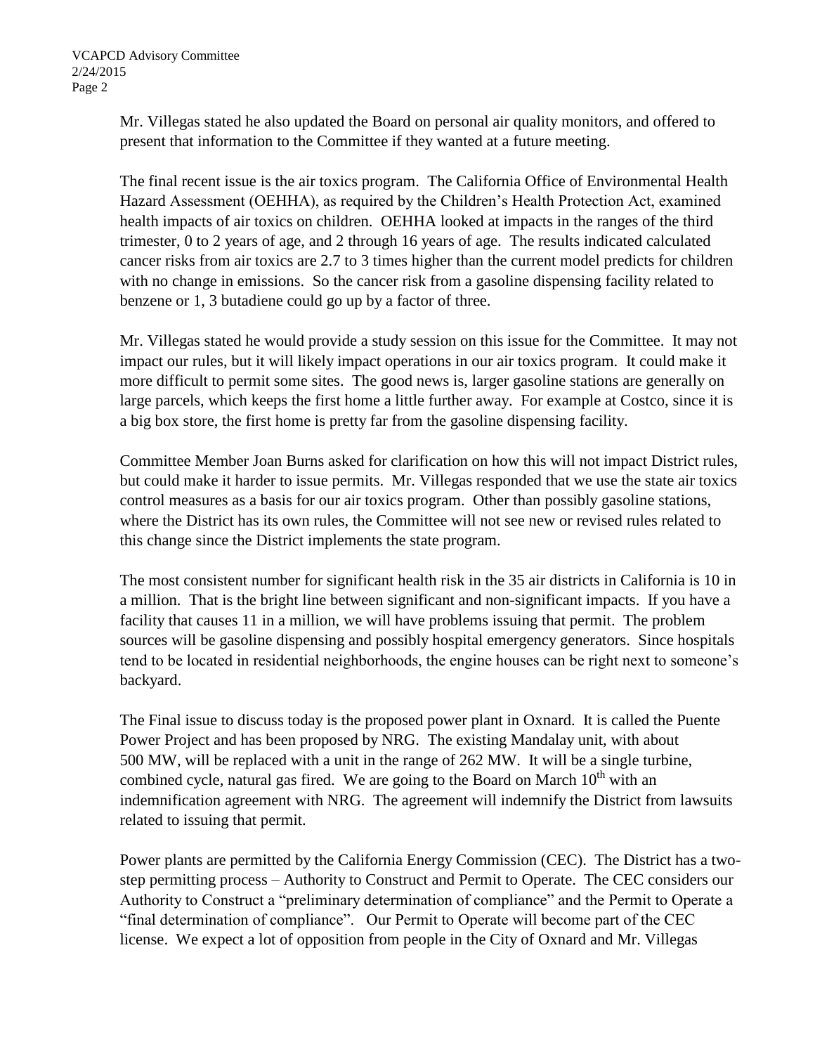Mr. Villegas stated he also updated the Board on personal air quality monitors, and offered to present that information to the Committee if they wanted at a future meeting.

The final recent issue is the air toxics program. The California Office of Environmental Health Hazard Assessment (OEHHA), as required by the Children's Health Protection Act, examined health impacts of air toxics on children. OEHHA looked at impacts in the ranges of the third trimester, 0 to 2 years of age, and 2 through 16 years of age. The results indicated calculated cancer risks from air toxics are 2.7 to 3 times higher than the current model predicts for children with no change in emissions. So the cancer risk from a gasoline dispensing facility related to benzene or 1, 3 butadiene could go up by a factor of three.

Mr. Villegas stated he would provide a study session on this issue for the Committee. It may not impact our rules, but it will likely impact operations in our air toxics program. It could make it more difficult to permit some sites. The good news is, larger gasoline stations are generally on large parcels, which keeps the first home a little further away. For example at Costco, since it is a big box store, the first home is pretty far from the gasoline dispensing facility.

Committee Member Joan Burns asked for clarification on how this will not impact District rules, but could make it harder to issue permits. Mr. Villegas responded that we use the state air toxics control measures as a basis for our air toxics program. Other than possibly gasoline stations, where the District has its own rules, the Committee will not see new or revised rules related to this change since the District implements the state program.

The most consistent number for significant health risk in the 35 air districts in California is 10 in a million. That is the bright line between significant and non-significant impacts. If you have a facility that causes 11 in a million, we will have problems issuing that permit. The problem sources will be gasoline dispensing and possibly hospital emergency generators. Since hospitals tend to be located in residential neighborhoods, the engine houses can be right next to someone's backyard.

The Final issue to discuss today is the proposed power plant in Oxnard. It is called the Puente Power Project and has been proposed by NRG. The existing Mandalay unit, with about 500 MW, will be replaced with a unit in the range of 262 MW. It will be a single turbine, combined cycle, natural gas fired. We are going to the Board on March 10th with an indemnification agreement with NRG. The agreement will indemnify the District from lawsuits related to issuing that permit.

Power plants are permitted by the California Energy Commission (CEC). The District has a two-step permitting process – Authority to Construct and Permit to Operate. The CEC considers our Authority to Construct a "preliminary determination of compliance" and the Permit to Operate a "final determination of compliance". Our Permit to Operate will become part of the CEC license. We expect a lot of opposition from people in the City of Oxnard and Mr. Villegas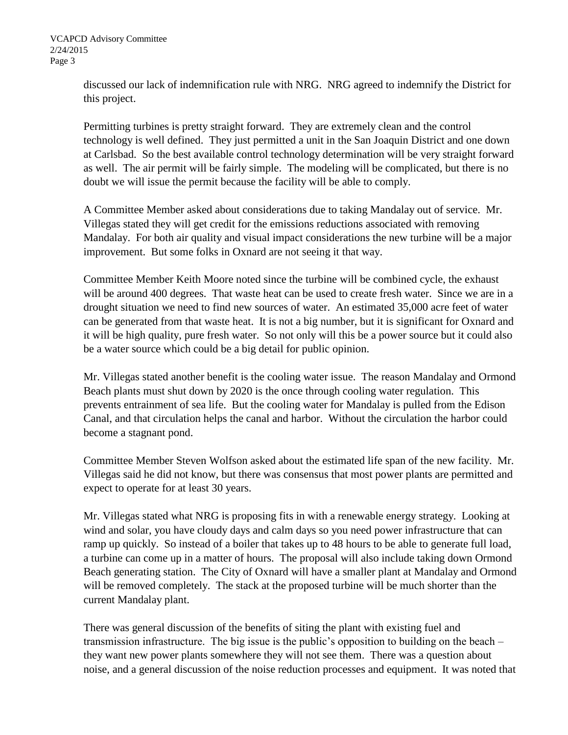discussed our lack of indemnification rule with NRG. NRG agreed to indemnify the District for this project.

Permitting turbines is pretty straight forward. They are extremely clean and the control technology is well defined. They just permitted a unit in the San Joaquin District and one down at Carlsbad. So the best available control technology determination will be very straight forward as well. The air permit will be fairly simple. The modeling will be complicated, but there is no doubt we will issue the permit because the facility will be able to comply.

A Committee Member asked about considerations due to taking Mandalay out of service. Mr. Villegas stated they will get credit for the emissions reductions associated with removing Mandalay. For both air quality and visual impact considerations the new turbine will be a major improvement. But some folks in Oxnard are not seeing it that way.

Committee Member Keith Moore noted since the turbine will be combined cycle, the exhaust will be around 400 degrees. That waste heat can be used to create fresh water. Since we are in a drought situation we need to find new sources of water. An estimated 35,000 acre feet of water can be generated from that waste heat. It is not a big number, but it is significant for Oxnard and it will be high quality, pure fresh water. So not only will this be a power source but it could also be a water source which could be a big detail for public opinion.

Mr. Villegas stated another benefit is the cooling water issue. The reason Mandalay and Ormond Beach plants must shut down by 2020 is the once through cooling water regulation. This prevents entrainment of sea life. But the cooling water for Mandalay is pulled from the Edison Canal, and that circulation helps the canal and harbor. Without the circulation the harbor could become a stagnant pond.

Committee Member Steven Wolfson asked about the estimated life span of the new facility. Mr. Villegas said he did not know, but there was consensus that most power plants are permitted and expect to operate for at least 30 years.

Mr. Villegas stated what NRG is proposing fits in with a renewable energy strategy. Looking at wind and solar, you have cloudy days and calm days so you need power infrastructure that can ramp up quickly. So instead of a boiler that takes up to 48 hours to be able to generate full load, a turbine can come up in a matter of hours. The proposal will also include taking down Ormond Beach generating station. The City of Oxnard will have a smaller plant at Mandalay and Ormond will be removed completely. The stack at the proposed turbine will be much shorter than the current Mandalay plant.

There was general discussion of the benefits of siting the plant with existing fuel and transmission infrastructure. The big issue is the public's opposition to building on the beach – they want new power plants somewhere they will not see them. There was a question about noise, and a general discussion of the noise reduction processes and equipment. It was noted that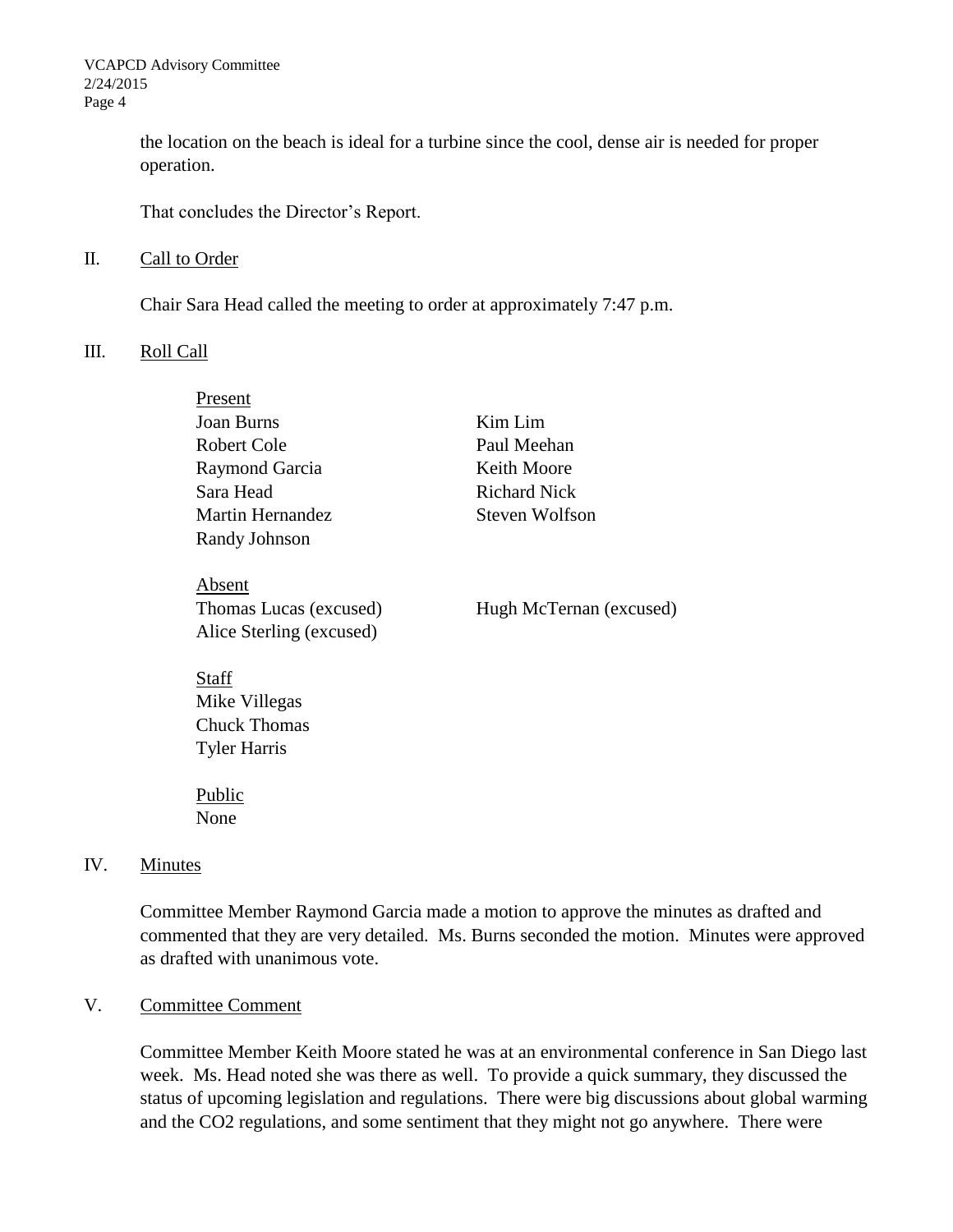the location on the beach is ideal for a turbine since the cool, dense air is needed for proper operation.

That concludes the Director's Report.

## II. Call to Order

Chair Sara Head called the meeting to order at approximately 7:47 p.m.

## III. Roll Call

Present

Joan Burns
Robert Cole
Raymond Garcia
Sara Head
Martin Hernandez
Randy Johnson
Kim Lim
Paul Meehan
Keith Moore
Richard Nick
Steven Wolfson

Absent

Thomas Lucas (excused)
Alice Sterling (excused)
Hugh McTernan (excused)

Staff

Mike Villegas
Chuck Thomas
Tyler Harris

Public

None

## IV. Minutes

Committee Member Raymond Garcia made a motion to approve the minutes as drafted and commented that they are very detailed. Ms. Burns seconded the motion. Minutes were approved as drafted with unanimous vote.

## V. Committee Comment

Committee Member Keith Moore stated he was at an environmental conference in San Diego last week. Ms. Head noted she was there as well. To provide a quick summary, they discussed the status of upcoming legislation and regulations. There were big discussions about global warming and the $CO_2$ regulations, and some sentiment that they might not go anywhere. There were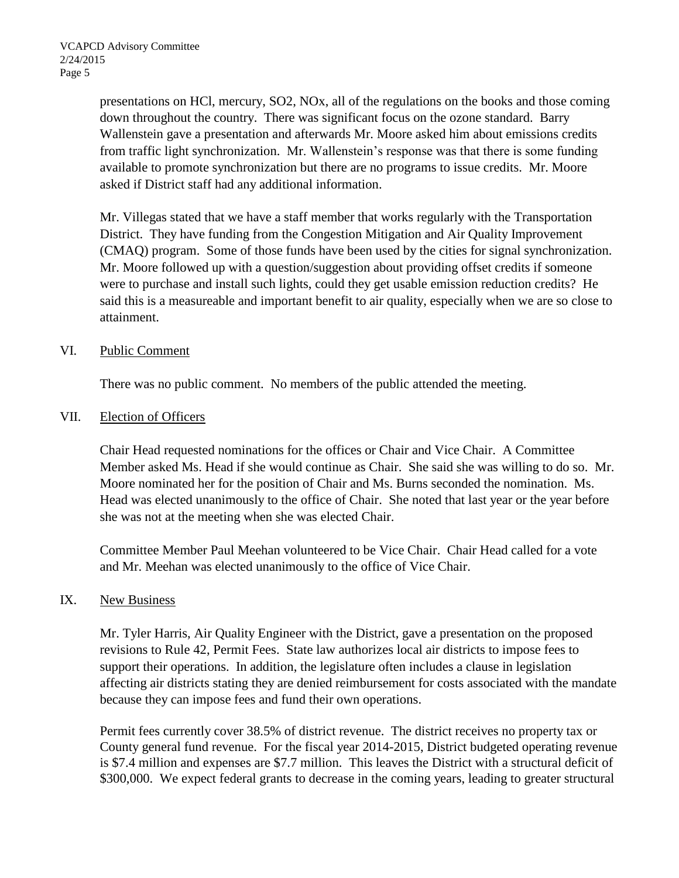presentations on HCl, mercury, $SO_2$, $NO_x$, all of the regulations on the books and those coming down throughout the country. There was significant focus on the ozone standard. Barry Wallenstein gave a presentation and afterwards Mr. Moore asked him about emissions credits from traffic light synchronization. Mr. Wallenstein's response was that there is some funding available to promote synchronization but there are no programs to issue credits. Mr. Moore asked if District staff had any additional information.

Mr. Villegas stated that we have a staff member that works regularly with the Transportation District. They have funding from the Congestion Mitigation and Air Quality Improvement (CMAQ) program. Some of those funds have been used by the cities for signal synchronization. Mr. Moore followed up with a question/suggestion about providing offset credits if someone were to purchase and install such lights, could they get usable emission reduction credits? He said this is a measureable and important benefit to air quality, especially when we are so close to attainment.

## VI. Public Comment

There was no public comment. No members of the public attended the meeting.

## VII. Election of Officers

Chair Head requested nominations for the offices or Chair and Vice Chair. A Committee Member asked Ms. Head if she would continue as Chair. She said she was willing to do so. Mr. Moore nominated her for the position of Chair and Ms. Burns seconded the nomination. Ms. Head was elected unanimously to the office of Chair. She noted that last year or the year before she was not at the meeting when she was elected Chair.

Committee Member Paul Meehan volunteered to be Vice Chair. Chair Head called for a vote and Mr. Meehan was elected unanimously to the office of Vice Chair.

## IX. New Business

Mr. Tyler Harris, Air Quality Engineer with the District, gave a presentation on the proposed revisions to Rule 42, Permit Fees. State law authorizes local air districts to impose fees to support their operations. In addition, the legislature often includes a clause in legislation affecting air districts stating they are denied reimbursement for costs associated with the mandate because they can impose fees and fund their own operations.

Permit fees currently cover 38.5% of district revenue. The district receives no property tax or County general fund revenue. For the fiscal year 2014-2015, District budgeted operating revenue is $7.4 million and expenses are $7.7 million. This leaves the District with a structural deficit of $300,000. We expect federal grants to decrease in the coming years, leading to greater structural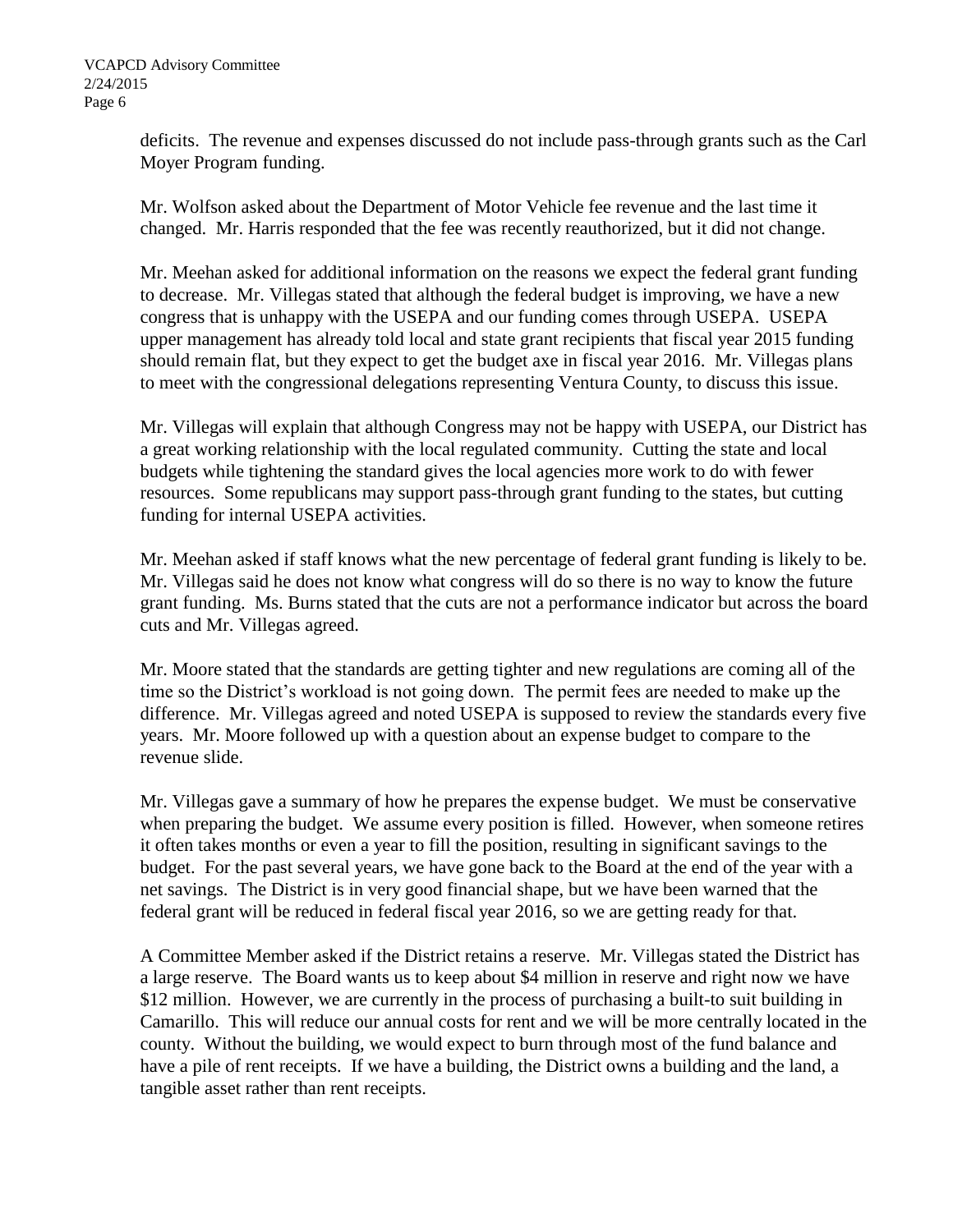deficits. The revenue and expenses discussed do not include pass-through grants such as the Carl Moyer Program funding.

Mr. Wolfson asked about the Department of Motor Vehicle fee revenue and the last time it changed. Mr. Harris responded that the fee was recently reauthorized, but it did not change.

Mr. Meehan asked for additional information on the reasons we expect the federal grant funding to decrease. Mr. Villegas stated that although the federal budget is improving, we have a new congress that is unhappy with the USEPA and our funding comes through USEPA. USEPA upper management has already told local and state grant recipients that fiscal year 2015 funding should remain flat, but they expect to get the budget axe in fiscal year 2016. Mr. Villegas plans to meet with the congressional delegations representing Ventura County, to discuss this issue.

Mr. Villegas will explain that although Congress may not be happy with USEPA, our District has a great working relationship with the local regulated community. Cutting the state and local budgets while tightening the standard gives the local agencies more work to do with fewer resources. Some republicans may support pass-through grant funding to the states, but cutting funding for internal USEPA activities.

Mr. Meehan asked if staff knows what the new percentage of federal grant funding is likely to be. Mr. Villegas said he does not know what congress will do so there is no way to know the future grant funding. Ms. Burns stated that the cuts are not a performance indicator but across the board cuts and Mr. Villegas agreed.

Mr. Moore stated that the standards are getting tighter and new regulations are coming all of the time so the District's workload is not going down. The permit fees are needed to make up the difference. Mr. Villegas agreed and noted USEPA is supposed to review the standards every five years. Mr. Moore followed up with a question about an expense budget to compare to the revenue slide.

Mr. Villegas gave a summary of how he prepares the expense budget. We must be conservative when preparing the budget. We assume every position is filled. However, when someone retires it often takes months or even a year to fill the position, resulting in significant savings to the budget. For the past several years, we have gone back to the Board at the end of the year with a net savings. The District is in very good financial shape, but we have been warned that the federal grant will be reduced in federal fiscal year 2016, so we are getting ready for that.

A Committee Member asked if the District retains a reserve. Mr. Villegas stated the District has a large reserve. The Board wants us to keep about $4 million in reserve and right now we have $12 million. However, we are currently in the process of purchasing a built-to suit building in Camarillo. This will reduce our annual costs for rent and we will be more centrally located in the county. Without the building, we would expect to burn through most of the fund balance and have a pile of rent receipts. If we have a building, the District owns a building and the land, a tangible asset rather than rent receipts.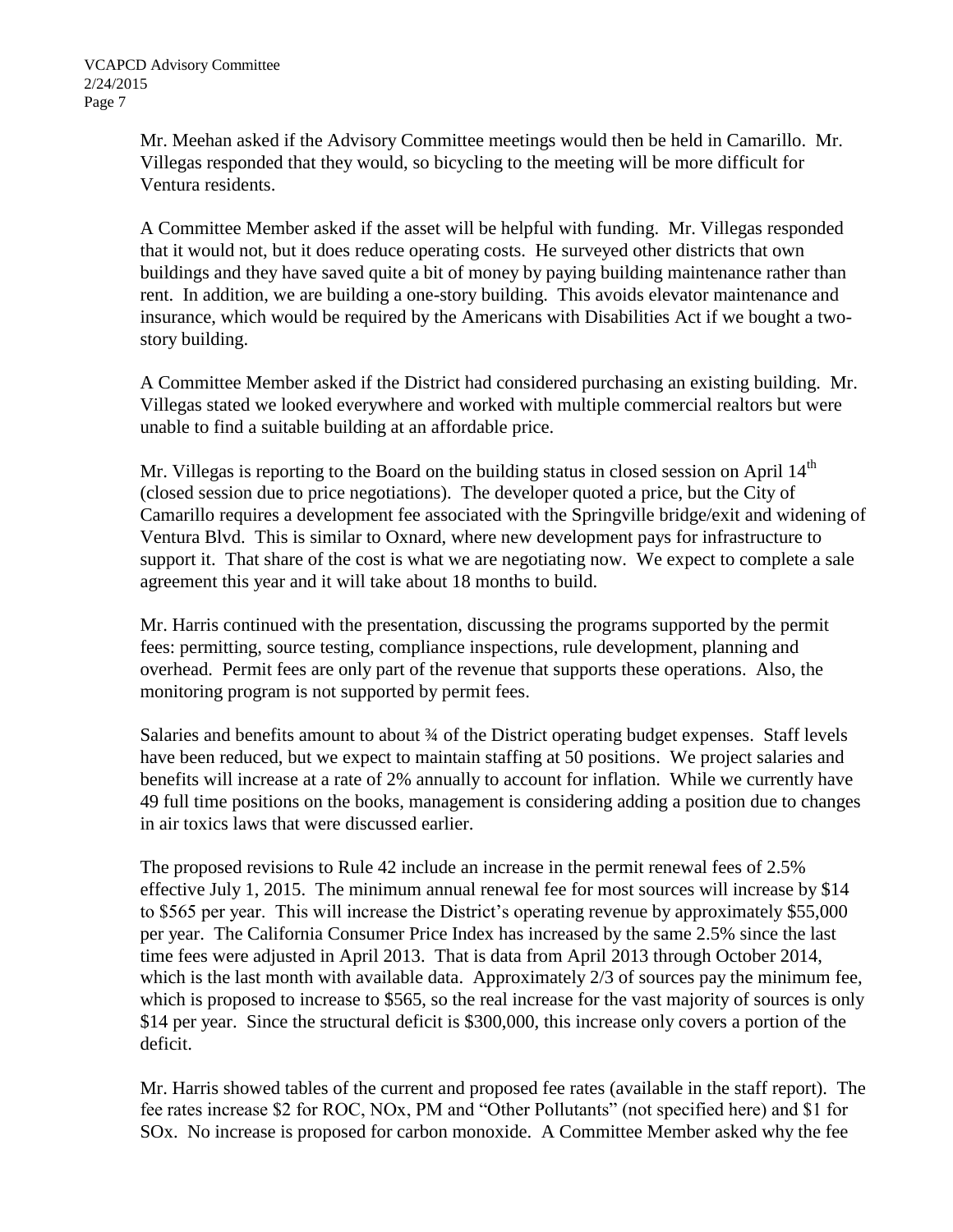Mr. Meehan asked if the Advisory Committee meetings would then be held in Camarillo. Mr. Villegas responded that they would, so bicycling to the meeting will be more difficult for Ventura residents.

A Committee Member asked if the asset will be helpful with funding. Mr. Villegas responded that it would not, but it does reduce operating costs. He surveyed other districts that own buildings and they have saved quite a bit of money by paying building maintenance rather than rent. In addition, we are building a one-story building. This avoids elevator maintenance and insurance, which would be required by the Americans with Disabilities Act if we bought a two-story building.

A Committee Member asked if the District had considered purchasing an existing building. Mr. Villegas stated we looked everywhere and worked with multiple commercial realtors but were unable to find a suitable building at an affordable price.

Mr. Villegas is reporting to the Board on the building status in closed session on April 14th (closed session due to price negotiations). The developer quoted a price, but the City of Camarillo requires a development fee associated with the Springville bridge/exit and widening of Ventura Blvd. This is similar to Oxnard, where new development pays for infrastructure to support it. That share of the cost is what we are negotiating now. We expect to complete a sale agreement this year and it will take about 18 months to build.

Mr. Harris continued with the presentation, discussing the programs supported by the permit fees: permitting, source testing, compliance inspections, rule development, planning and overhead. Permit fees are only part of the revenue that supports these operations. Also, the monitoring program is not supported by permit fees.

Salaries and benefits amount to about ¾ of the District operating budget expenses. Staff levels have been reduced, but we expect to maintain staffing at 50 positions. We project salaries and benefits will increase at a rate of 2% annually to account for inflation. While we currently have 49 full time positions on the books, management is considering adding a position due to changes in air toxics laws that were discussed earlier.

The proposed revisions to Rule 42 include an increase in the permit renewal fees of 2.5% effective July 1, 2015. The minimum annual renewal fee for most sources will increase by $14 to $565 per year. This will increase the District's operating revenue by approximately $55,000 per year. The California Consumer Price Index has increased by the same 2.5% since the last time fees were adjusted in April 2013. That is data from April 2013 through October 2014, which is the last month with available data. Approximately 2/3 of sources pay the minimum fee, which is proposed to increase to $565, so the real increase for the vast majority of sources is only $14 per year. Since the structural deficit is $300,000, this increase only covers a portion of the deficit.

Mr. Harris showed tables of the current and proposed fee rates (available in the staff report). The fee rates increase $2 for ROC, NOx, PM and "Other Pollutants" (not specified here) and $1 for SOx. No increase is proposed for carbon monoxide. A Committee Member asked why the fee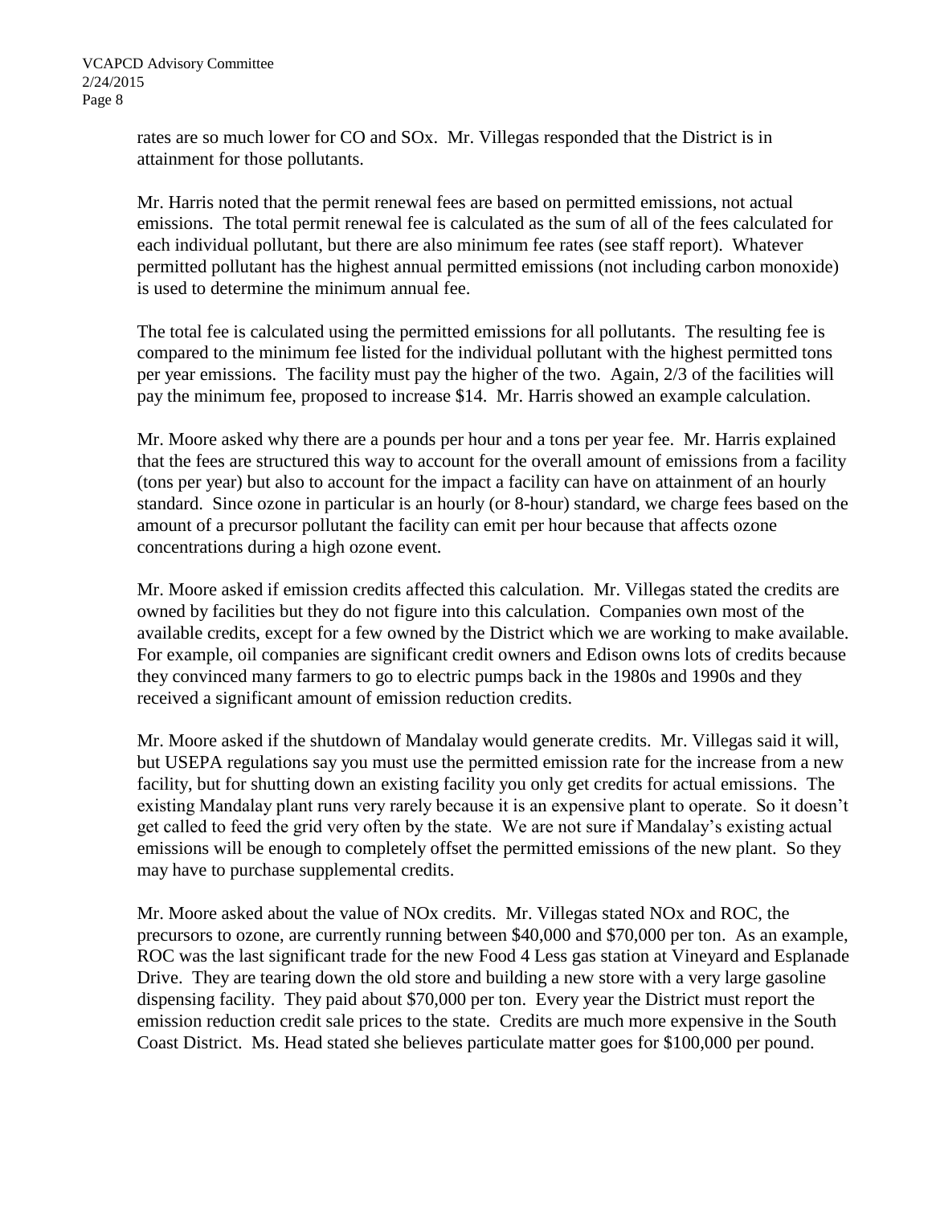rates are so much lower for CO and SOx. Mr. Villegas responded that the District is in attainment for those pollutants.

Mr. Harris noted that the permit renewal fees are based on permitted emissions, not actual emissions. The total permit renewal fee is calculated as the sum of all of the fees calculated for each individual pollutant, but there are also minimum fee rates (see staff report). Whatever permitted pollutant has the highest annual permitted emissions (not including carbon monoxide) is used to determine the minimum annual fee.

The total fee is calculated using the permitted emissions for all pollutants. The resulting fee is compared to the minimum fee listed for the individual pollutant with the highest permitted tons per year emissions. The facility must pay the higher of the two. Again, 2/3 of the facilities will pay the minimum fee, proposed to increase $14. Mr. Harris showed an example calculation.

Mr. Moore asked why there are a pounds per hour and a tons per year fee. Mr. Harris explained that the fees are structured this way to account for the overall amount of emissions from a facility (tons per year) but also to account for the impact a facility can have on attainment of an hourly standard. Since ozone in particular is an hourly (or 8-hour) standard, we charge fees based on the amount of a precursor pollutant the facility can emit per hour because that affects ozone concentrations during a high ozone event.

Mr. Moore asked if emission credits affected this calculation. Mr. Villegas stated the credits are owned by facilities but they do not figure into this calculation. Companies own most of the available credits, except for a few owned by the District which we are working to make available. For example, oil companies are significant credit owners and Edison owns lots of credits because they convinced many farmers to go to electric pumps back in the 1980s and 1990s and they received a significant amount of emission reduction credits.

Mr. Moore asked if the shutdown of Mandalay would generate credits. Mr. Villegas said it will, but USEPA regulations say you must use the permitted emission rate for the increase from a new facility, but for shutting down an existing facility you only get credits for actual emissions. The existing Mandalay plant runs very rarely because it is an expensive plant to operate. So it doesn't get called to feed the grid very often by the state. We are not sure if Mandalay's existing actual emissions will be enough to completely offset the permitted emissions of the new plant. So they may have to purchase supplemental credits.

Mr. Moore asked about the value of NOx credits. Mr. Villegas stated NOx and ROC, the precursors to ozone, are currently running between $40,000 and $70,000 per ton. As an example, ROC was the last significant trade for the new Food 4 Less gas station at Vineyard and Esplanade Drive. They are tearing down the old store and building a new store with a very large gasoline dispensing facility. They paid about $70,000 per ton. Every year the District must report the emission reduction credit sale prices to the state. Credits are much more expensive in the South Coast District. Ms. Head stated she believes particulate matter goes for $100,000 per pound.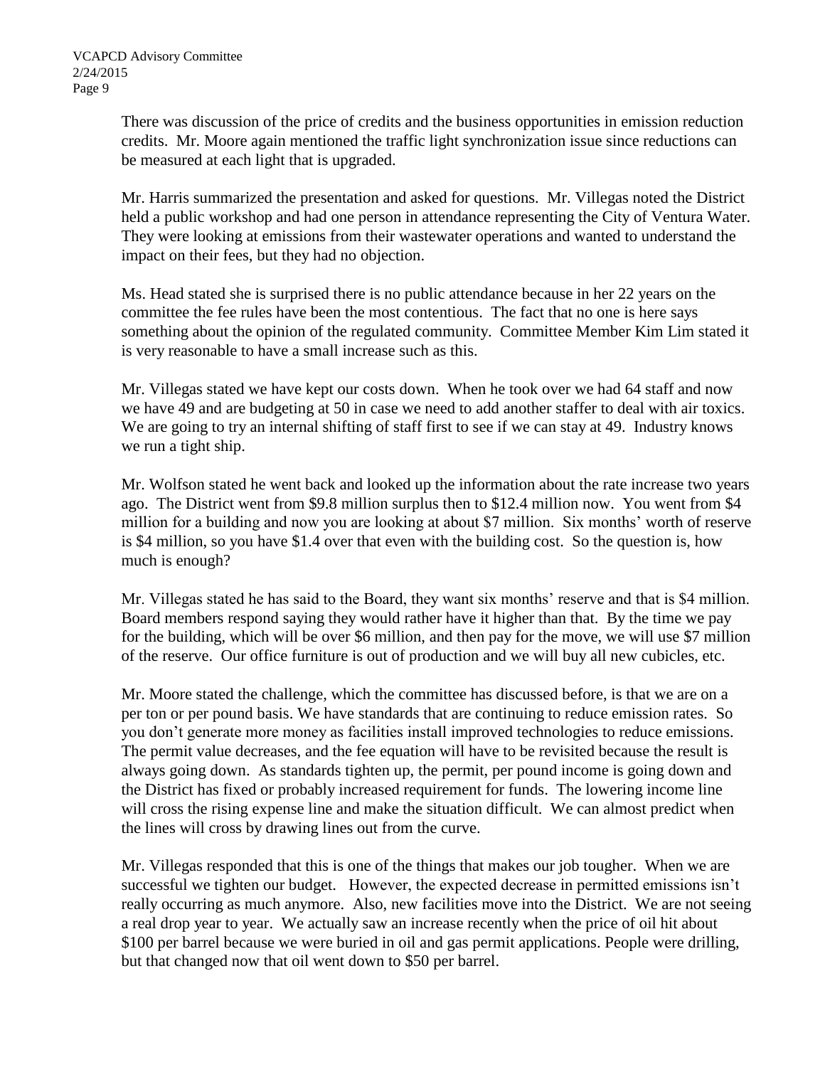There was discussion of the price of credits and the business opportunities in emission reduction credits. Mr. Moore again mentioned the traffic light synchronization issue since reductions can be measured at each light that is upgraded.

Mr. Harris summarized the presentation and asked for questions. Mr. Villegas noted the District held a public workshop and had one person in attendance representing the City of Ventura Water. They were looking at emissions from their wastewater operations and wanted to understand the impact on their fees, but they had no objection.

Ms. Head stated she is surprised there is no public attendance because in her 22 years on the committee the fee rules have been the most contentious. The fact that no one is here says something about the opinion of the regulated community. Committee Member Kim Lim stated it is very reasonable to have a small increase such as this.

Mr. Villegas stated we have kept our costs down. When he took over we had 64 staff and now we have 49 and are budgeting at 50 in case we need to add another staffer to deal with air toxics. We are going to try an internal shifting of staff first to see if we can stay at 49. Industry knows we run a tight ship.

Mr. Wolfson stated he went back and looked up the information about the rate increase two years ago. The District went from $9.8 million surplus then to $12.4 million now. You went from $4 million for a building and now you are looking at about $7 million. Six months' worth of reserve is $4 million, so you have $1.4 over that even with the building cost. So the question is, how much is enough?

Mr. Villegas stated he has said to the Board, they want six months' reserve and that is $4 million. Board members respond saying they would rather have it higher than that. By the time we pay for the building, which will be over $6 million, and then pay for the move, we will use $7 million of the reserve. Our office furniture is out of production and we will buy all new cubicles, etc.

Mr. Moore stated the challenge, which the committee has discussed before, is that we are on a per ton or per pound basis. We have standards that are continuing to reduce emission rates. So you don't generate more money as facilities install improved technologies to reduce emissions. The permit value decreases, and the fee equation will have to be revisited because the result is always going down. As standards tighten up, the permit, per pound income is going down and the District has fixed or probably increased requirement for funds. The lowering income line will cross the rising expense line and make the situation difficult. We can almost predict when the lines will cross by drawing lines out from the curve.

Mr. Villegas responded that this is one of the things that makes our job tougher. When we are successful we tighten our budget. However, the expected decrease in permitted emissions isn't really occurring as much anymore. Also, new facilities move into the District. We are not seeing a real drop year to year. We actually saw an increase recently when the price of oil hit about $100 per barrel because we were buried in oil and gas permit applications. People were drilling, but that changed now that oil went down to $50 per barrel.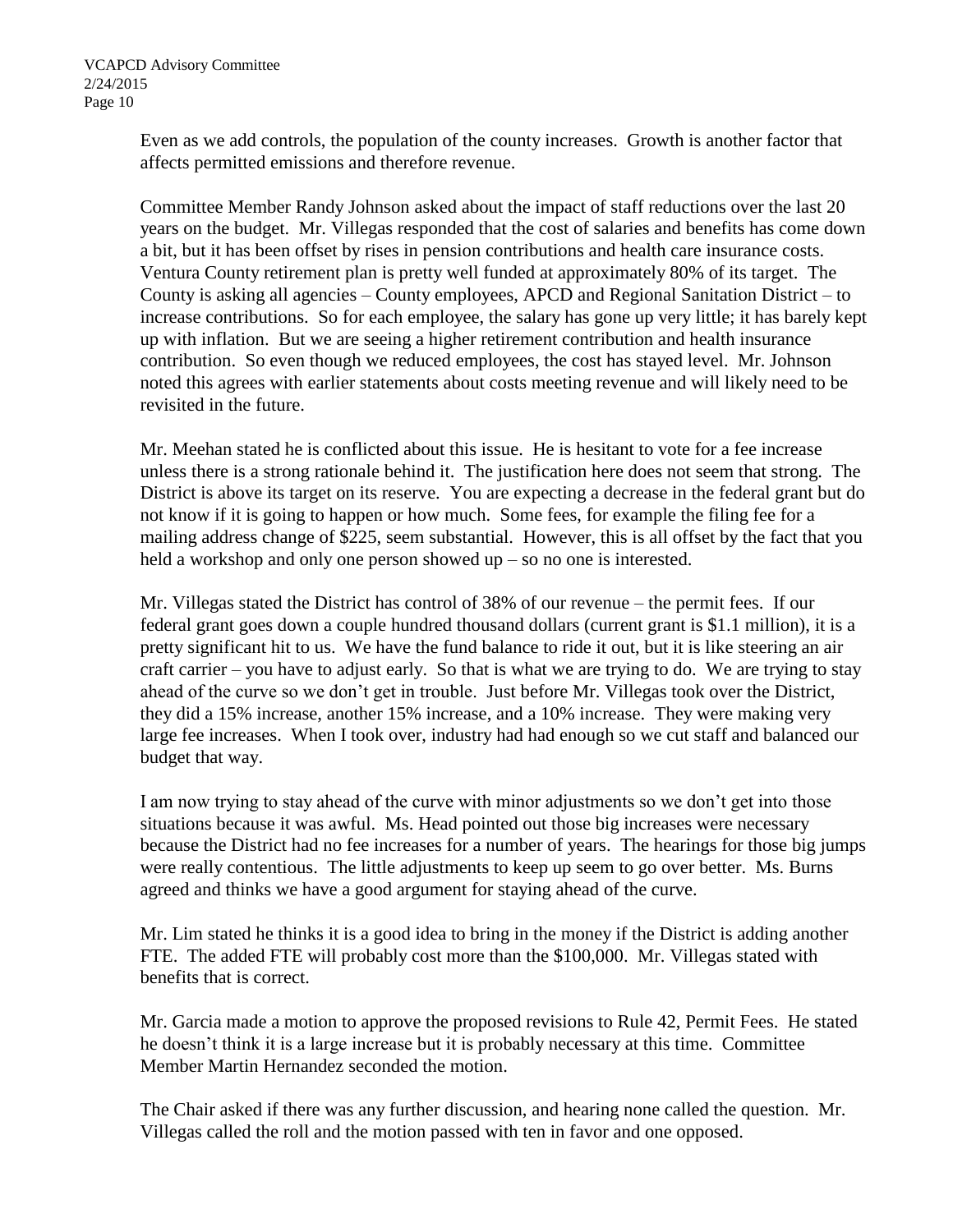Even as we add controls, the population of the county increases. Growth is another factor that affects permitted emissions and therefore revenue.

Committee Member Randy Johnson asked about the impact of staff reductions over the last 20 years on the budget. Mr. Villegas responded that the cost of salaries and benefits has come down a bit, but it has been offset by rises in pension contributions and health care insurance costs. Ventura County retirement plan is pretty well funded at approximately 80% of its target. The County is asking all agencies – County employees, APCD and Regional Sanitation District – to increase contributions. So for each employee, the salary has gone up very little; it has barely kept up with inflation. But we are seeing a higher retirement contribution and health insurance contribution. So even though we reduced employees, the cost has stayed level. Mr. Johnson noted this agrees with earlier statements about costs meeting revenue and will likely need to be revisited in the future.

Mr. Meehan stated he is conflicted about this issue. He is hesitant to vote for a fee increase unless there is a strong rationale behind it. The justification here does not seem that strong. The District is above its target on its reserve. You are expecting a decrease in the federal grant but do not know if it is going to happen or how much. Some fees, for example the filing fee for a mailing address change of $225, seem substantial. However, this is all offset by the fact that you held a workshop and only one person showed up – so no one is interested.

Mr. Villegas stated the District has control of 38% of our revenue – the permit fees. If our federal grant goes down a couple hundred thousand dollars (current grant is $1.1 million), it is a pretty significant hit to us. We have the fund balance to ride it out, but it is like steering an air craft carrier – you have to adjust early. So that is what we are trying to do. We are trying to stay ahead of the curve so we don't get in trouble. Just before Mr. Villegas took over the District, they did a 15% increase, another 15% increase, and a 10% increase. They were making very large fee increases. When I took over, industry had had enough so we cut staff and balanced our budget that way.

I am now trying to stay ahead of the curve with minor adjustments so we don't get into those situations because it was awful. Ms. Head pointed out those big increases were necessary because the District had no fee increases for a number of years. The hearings for those big jumps were really contentious. The little adjustments to keep up seem to go over better. Ms. Burns agreed and thinks we have a good argument for staying ahead of the curve.

Mr. Lim stated he thinks it is a good idea to bring in the money if the District is adding another FTE. The added FTE will probably cost more than the $100,000. Mr. Villegas stated with benefits that is correct.

Mr. Garcia made a motion to approve the proposed revisions to Rule 42, Permit Fees. He stated he doesn't think it is a large increase but it is probably necessary at this time. Committee Member Martin Hernandez seconded the motion.

The Chair asked if there was any further discussion, and hearing none called the question. Mr. Villegas called the roll and the motion passed with ten in favor and one opposed.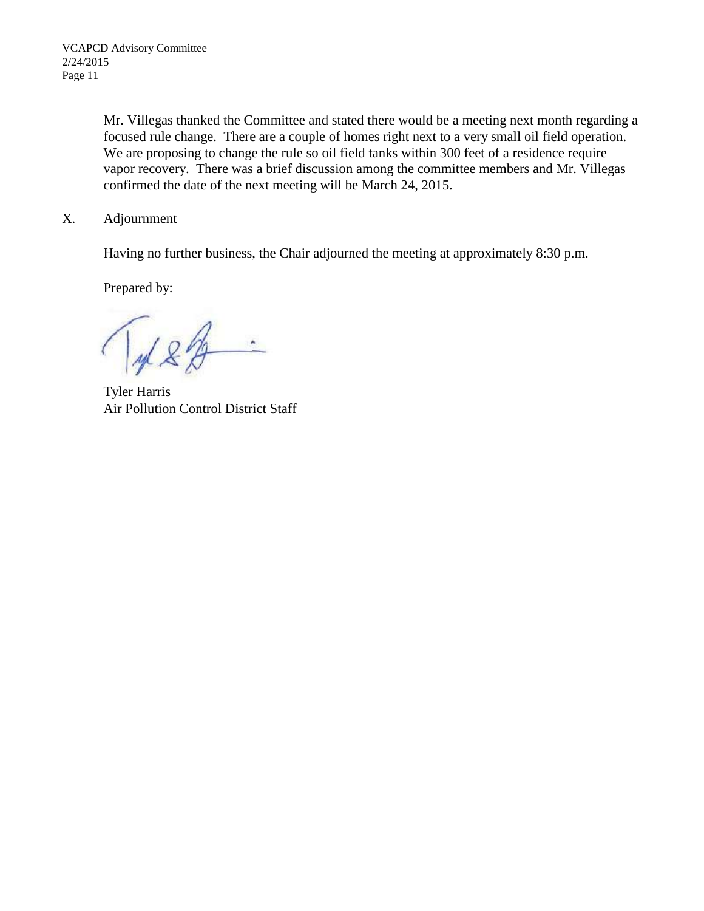Mr. Villegas thanked the Committee and stated there would be a meeting next month regarding a focused rule change. There are a couple of homes right next to a very small oil field operation. We are proposing to change the rule so oil field tanks within 300 feet of a residence require vapor recovery. There was a brief discussion among the committee members and Mr. Villegas confirmed the date of the next meeting will be March 24, 2015.

## X. Adjournment

Having no further business, the Chair adjourned the meeting at approximately 8:30 p.m.

Prepared by:

Tyler Harris
Air Pollution Control District Staff